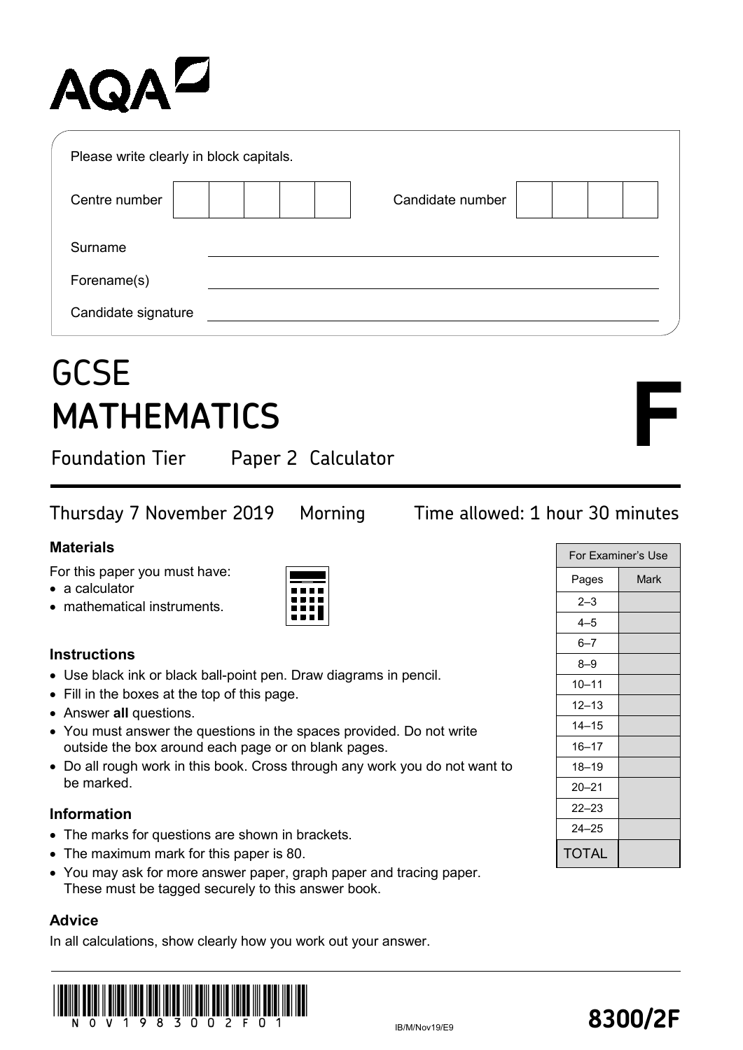AQA

Please write clearly in block capitals.

Centre number | | | | | |   Candidate number | | | | |

Surname ______________________

Forename(s) ______________________

Candidate signature ______________________

# GCSE MATHEMATICS

## Foundation Tier    Paper 2 Calculator

**F**

Thursday 7 November 2019    Morning    Time allowed: 1 hour 30 minutes

### Materials

For this paper you must have:
- a calculator
- mathematical instruments.

### Instructions

- Use black ink or black ball-point pen. Draw diagrams in pencil.
- Fill in the boxes at the top of this page.
- Answer **all** questions.
- You must answer the questions in the spaces provided. Do not write outside the box around each page or on blank pages.
- Do all rough work in this book. Cross through any work you do not want to be marked.

### Information

- The marks for questions are shown in brackets.
- The maximum mark for this paper is 80.
- You may ask for more answer paper, graph paper and tracing paper. These must be tagged securely to this answer book.

### Advice

In all calculations, show clearly how you work out your answer.

| For Examiner's Use | |
|---|---|
| Pages | Mark |
| 2–3 | |
| 4–5 | |
| 6–7 | |
| 8–9 | |
| 10–11 | |
| 12–13 | |
| 14–15 | |
| 16–17 | |
| 18–19 | |
| 20–21 | |
| 22–23 | |
| 24–25 | |
| TOTAL | |

N O V 1 9 8 3 0 0 2 F 0 1

IB/M/Nov19/E9

**8300/2F**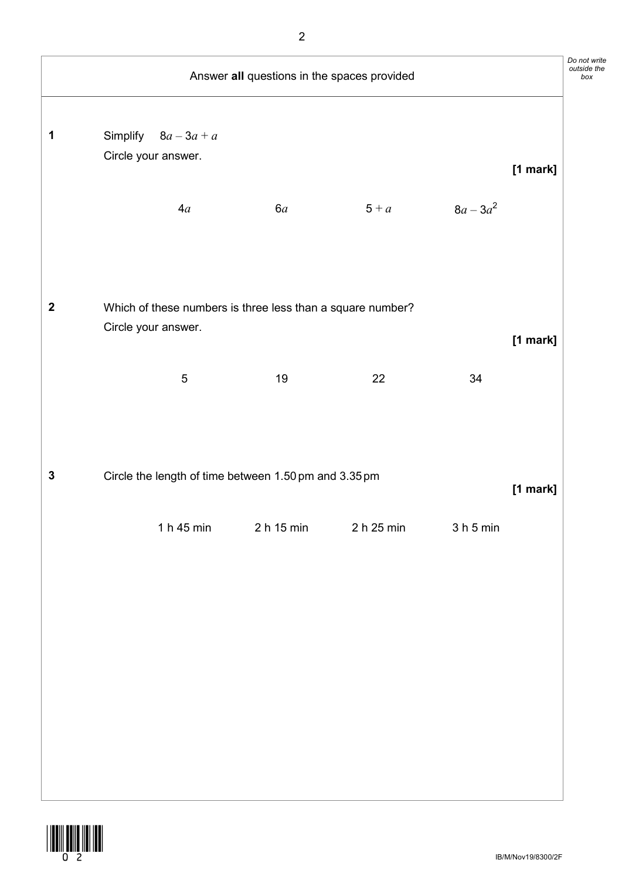Answer **all** questions in the spaces provided

**1** Simplify $8a - 3a + a$

Circle your answer.

**[1 mark]**

$4a$ $6a$ $5 + a$ $8a - 3a^2$

**2** Which of these numbers is three less than a square number?

Circle your answer.

**[1 mark]**

5 19 22 34

**3** Circle the length of time between 1.50 pm and 3.35 pm

**[1 mark]**

1 h 45 min 2 h 15 min 2 h 25 min 3 h 5 min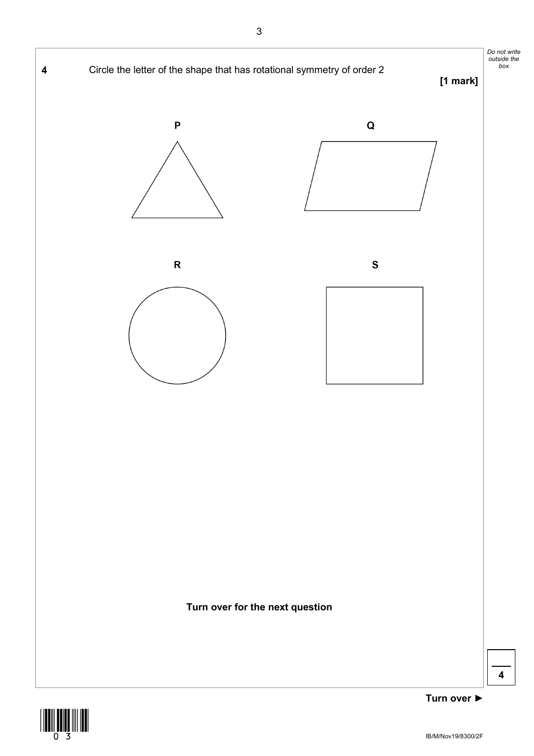**4** Circle the letter of the shape that has rotational symmetry of order 2

**[1 mark]**

**P** **Q**

**R** **S**

**Turn over for the next question**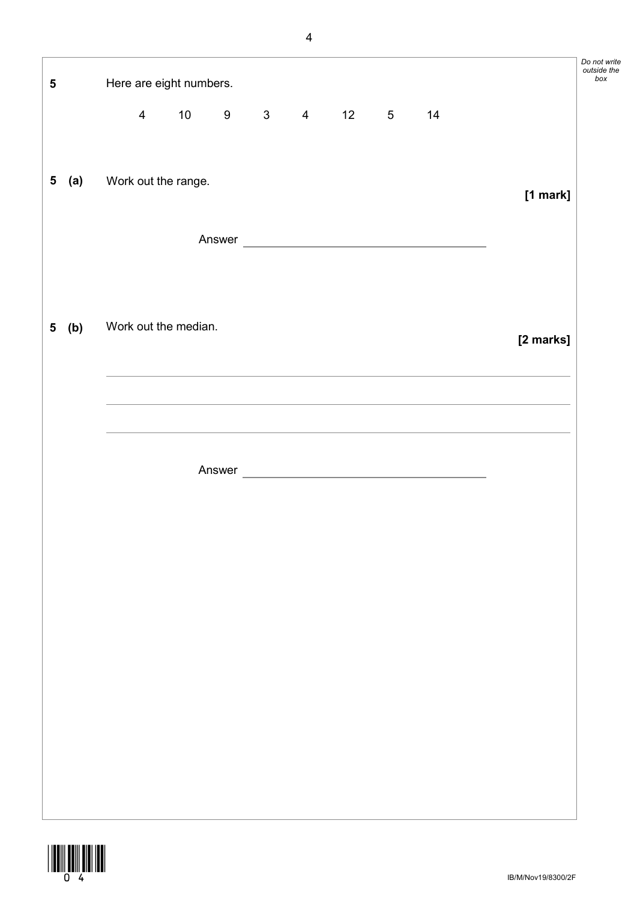**5** Here are eight numbers.

4 10 9 3 4 12 5 14

**5 (a)** Work out the range.

**[1 mark]**

Answer ______________________________

**5 (b)** Work out the median.

**[2 marks]**

______________________________

______________________________

______________________________

Answer ______________________________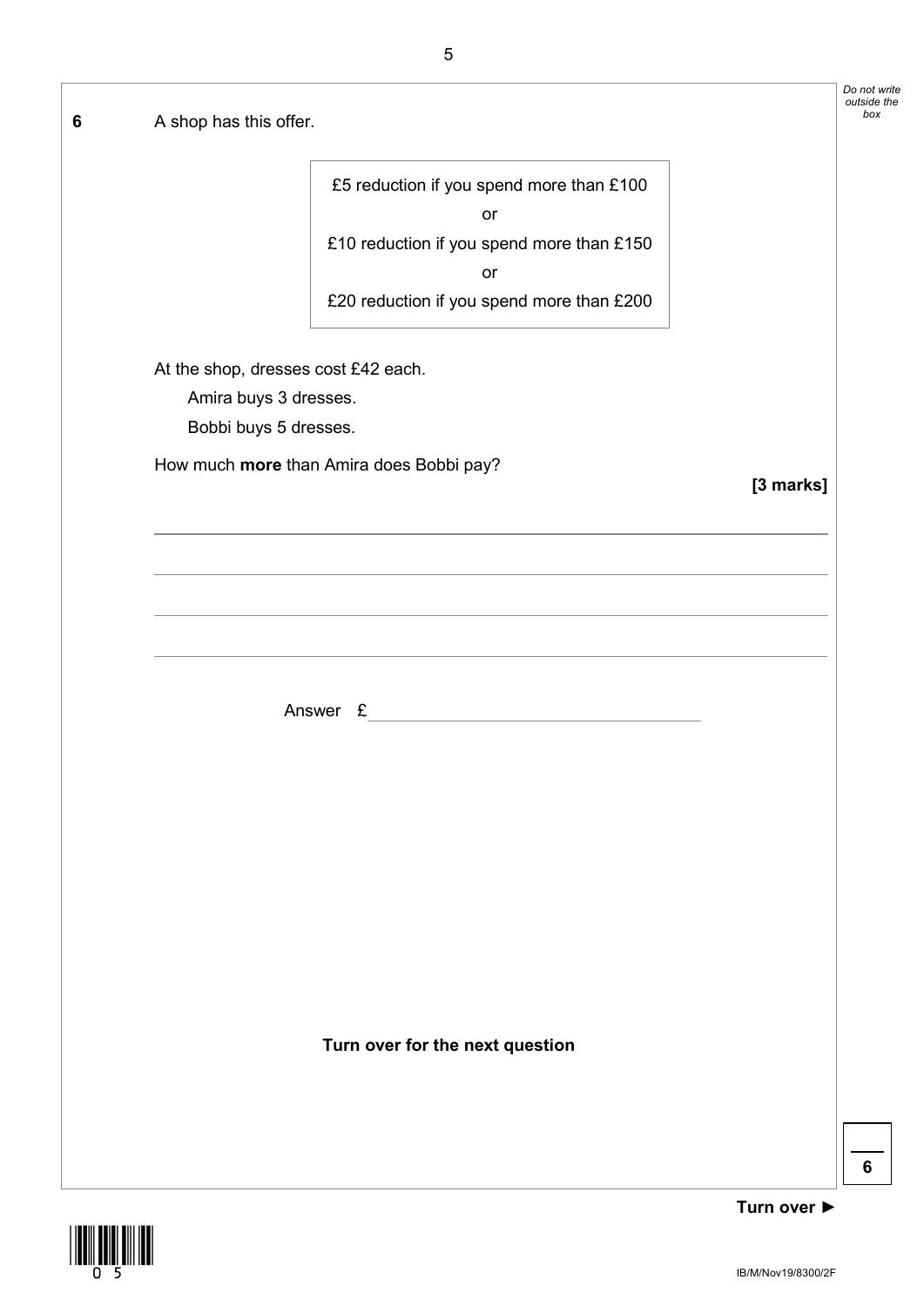**6** A shop has this offer.

> £5 reduction if you spend more than £100
>
> or
>
> £10 reduction if you spend more than £150
>
> or
>
> £20 reduction if you spend more than £200

At the shop, dresses cost £42 each.

Amira buys 3 dresses.

Bobbi buys 5 dresses.

How much **more** than Amira does Bobbi pay?

**[3 marks]**

Answer £ ____________________

**Turn over for the next question**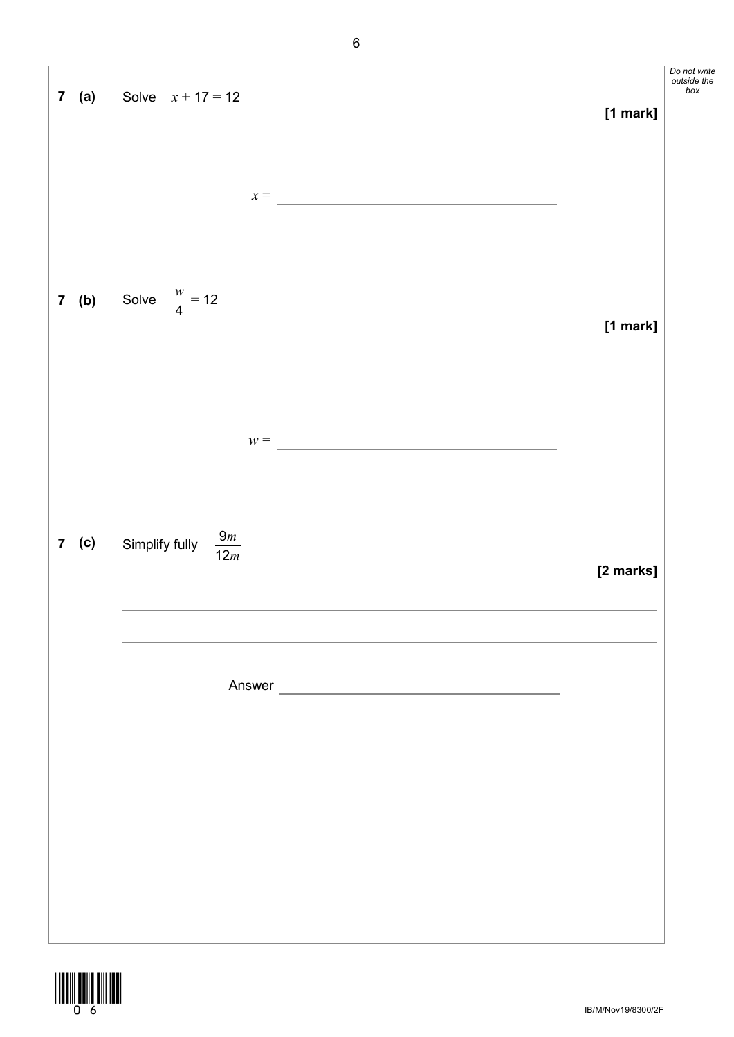**7 (a)** Solve $x + 17 = 12$

**[1 mark]**

$x =$ ______________________

**7 (b)** Solve $\frac{w}{4} = 12$

**[1 mark]**

$w =$ ______________________

**7 (c)** Simplify fully $\frac{9m}{12m}$

**[2 marks]**

Answer ______________________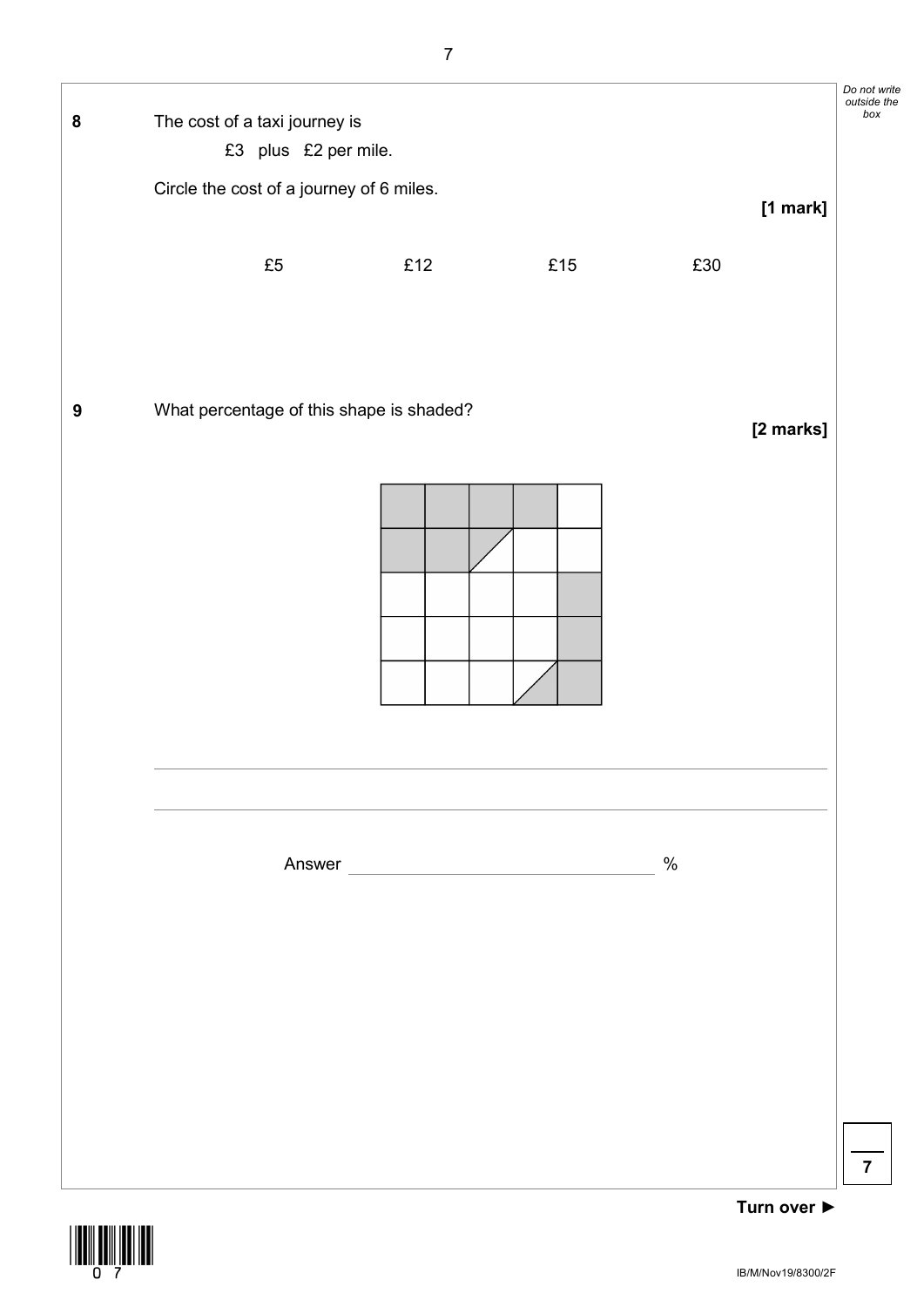**8** The cost of a taxi journey is

£3 plus £2 per mile.

Circle the cost of a journey of 6 miles.

**[1 mark]**

£5 £12 £15 £30

**9** What percentage of this shape is shaded?

**[2 marks]**

Answer _______________ %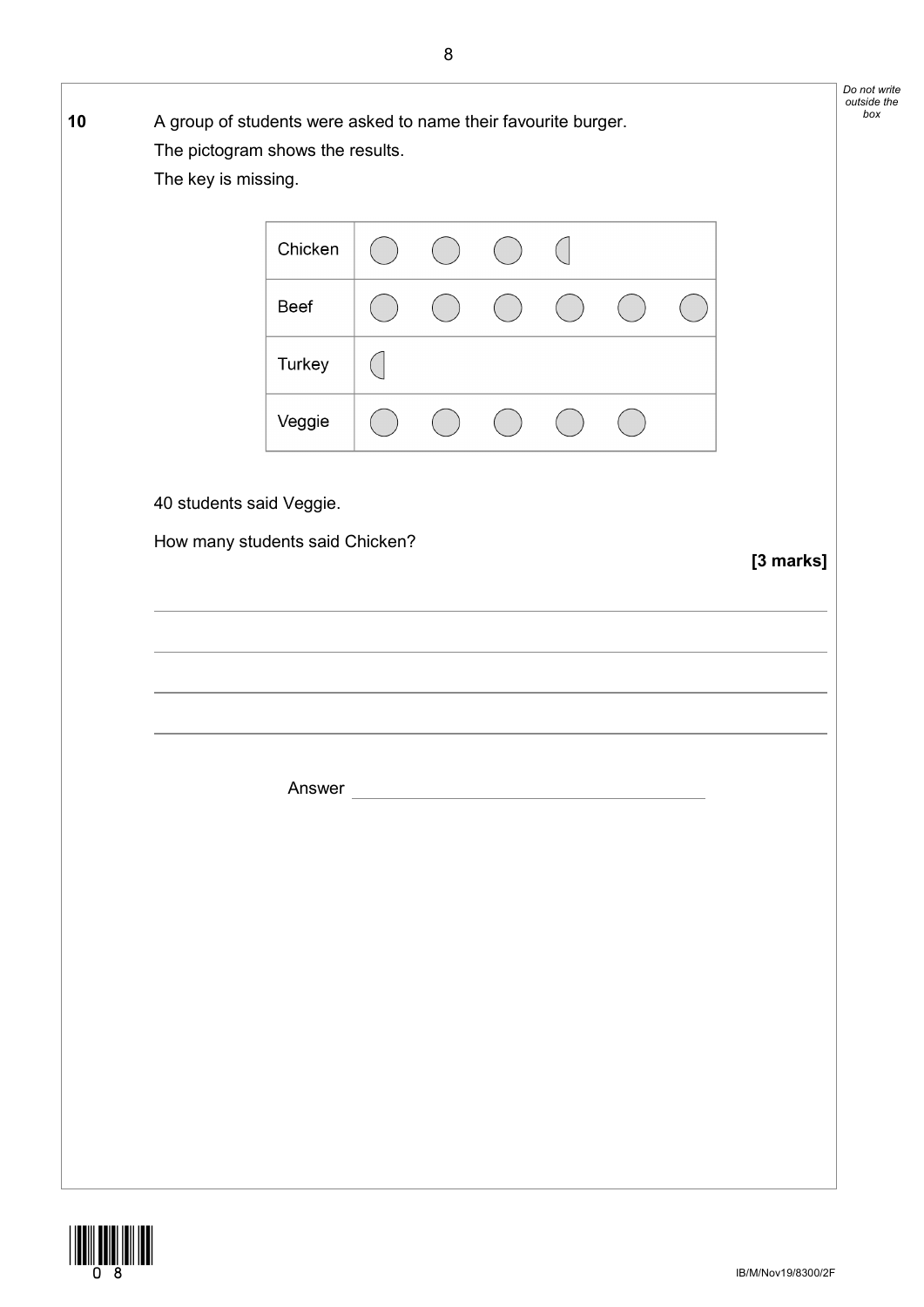**10** A group of students were asked to name their favourite burger.

The pictogram shows the results.

The key is missing.

| | |
|---|---|
| Chicken | ◯ ◯ ◯ ◖ |
| Beef | ◯ ◯ ◯ ◯ ◯ ◯ |
| Turkey | ◖ |
| Veggie | ◯ ◯ ◯ ◯ ◯ |

40 students said Veggie.

How many students said Chicken?

**[3 marks]**

Answer ____________________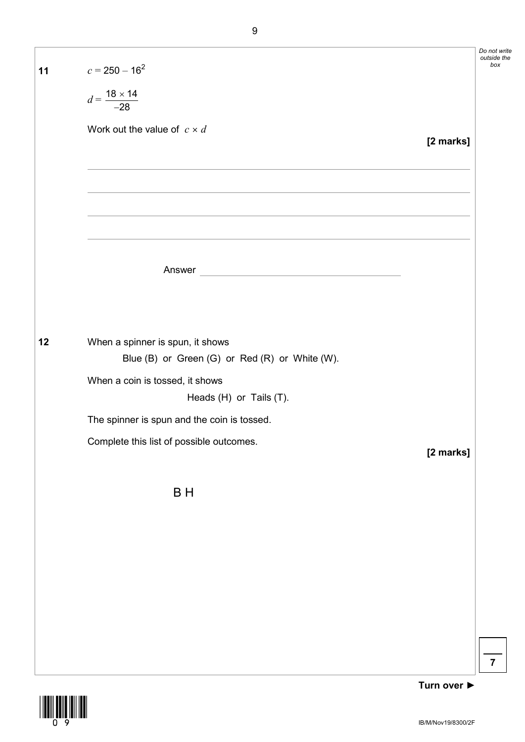**11** $c = 250 - 16^2$

$d = \dfrac{18 \times 14}{-28}$

Work out the value of $c \times d$

**[2 marks]**

Answer ____________________

**12** When a spinner is spun, it shows

Blue (B) or Green (G) or Red (R) or White (W).

When a coin is tossed, it shows

Heads (H) or Tails (T).

The spinner is spun and the coin is tossed.

Complete this list of possible outcomes.

**[2 marks]**

B H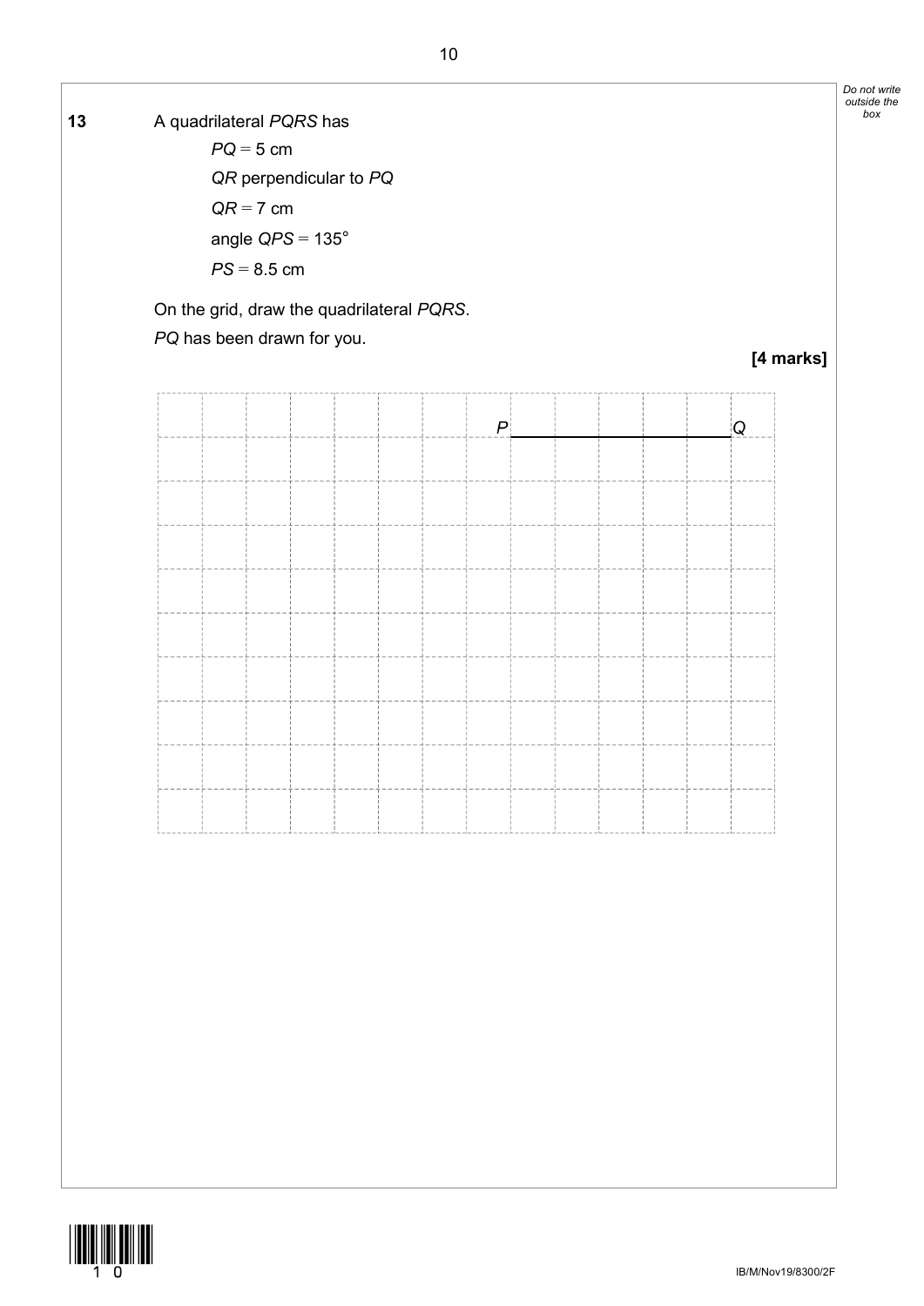**13** A quadrilateral $PQRS$ has

$PQ = 5$ cm

$QR$ perpendicular to $PQ$

$QR = 7$ cm

angle $QPS = 135°$

$PS = 8.5$ cm

On the grid, draw the quadrilateral $PQRS$.

$PQ$ has been drawn for you.

**[4 marks]**

P ____________________ Q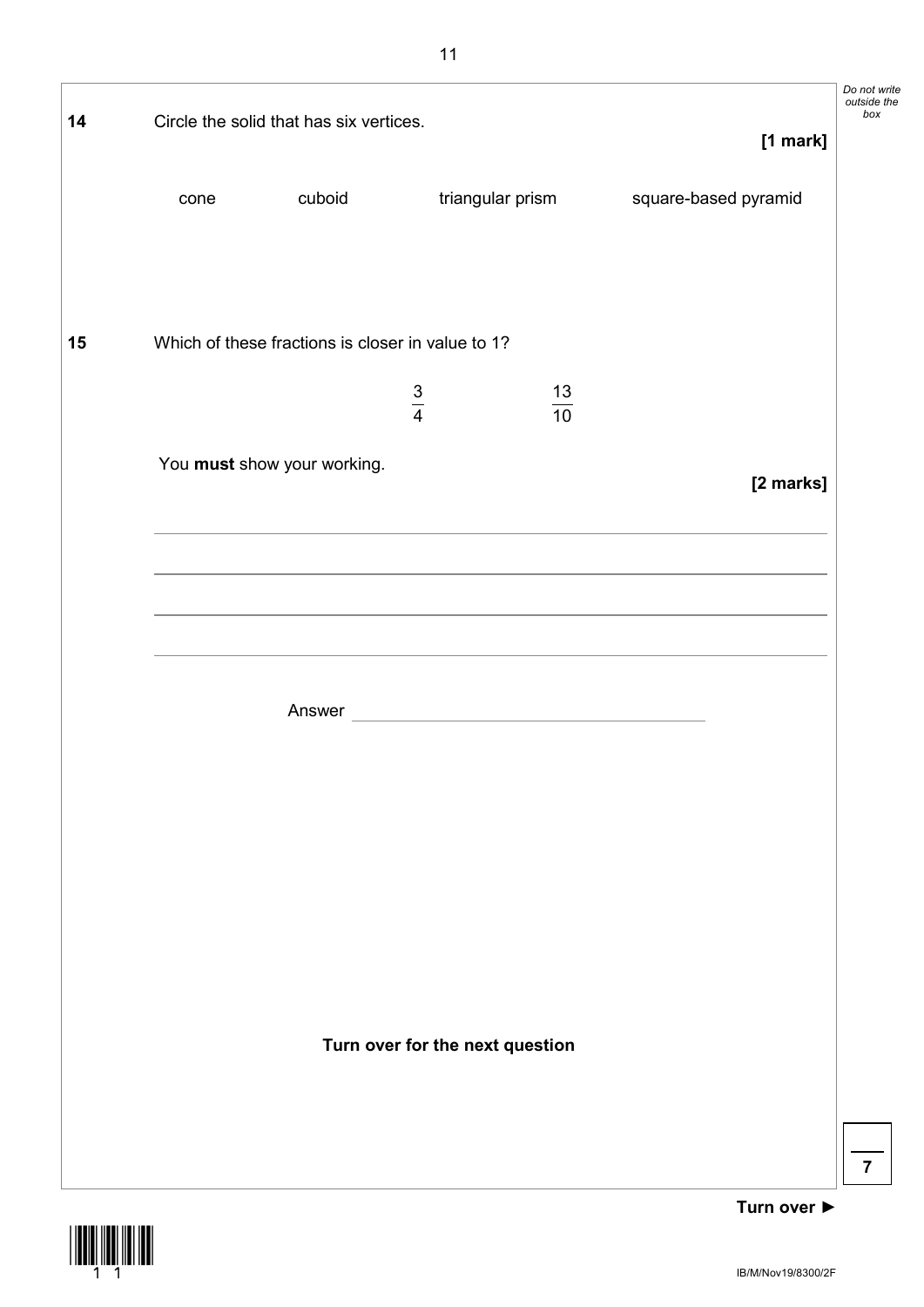**14** Circle the solid that has six vertices. **[1 mark]**

cone cuboid triangular prism square-based pyramid

**15** Which of these fractions is closer in value to 1?

$$\frac{3}{4} \qquad \frac{13}{10}$$

You **must** show your working. **[2 marks]**

Answer ______________________

**Turn over for the next question**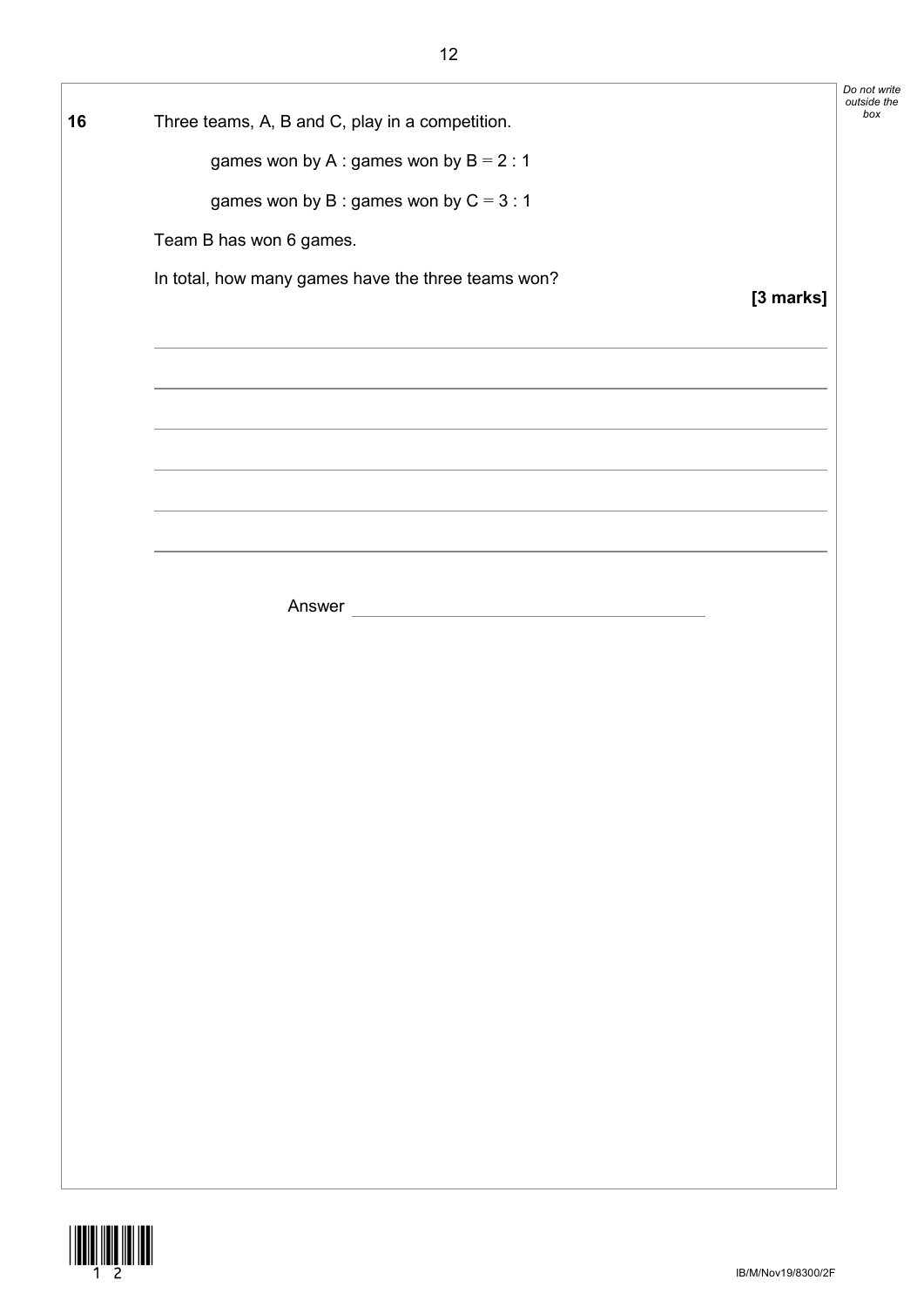**16** Three teams, A, B and C, play in a competition.

games won by A : games won by B = 2 : 1

games won by B : games won by C = 3 : 1

Team B has won 6 games.

In total, how many games have the three teams won?

**[3 marks]**

Answer \_\_\_\_\_\_\_\_\_\_\_\_\_\_\_\_\_\_\_\_\_\_\_\_\_\_\_\_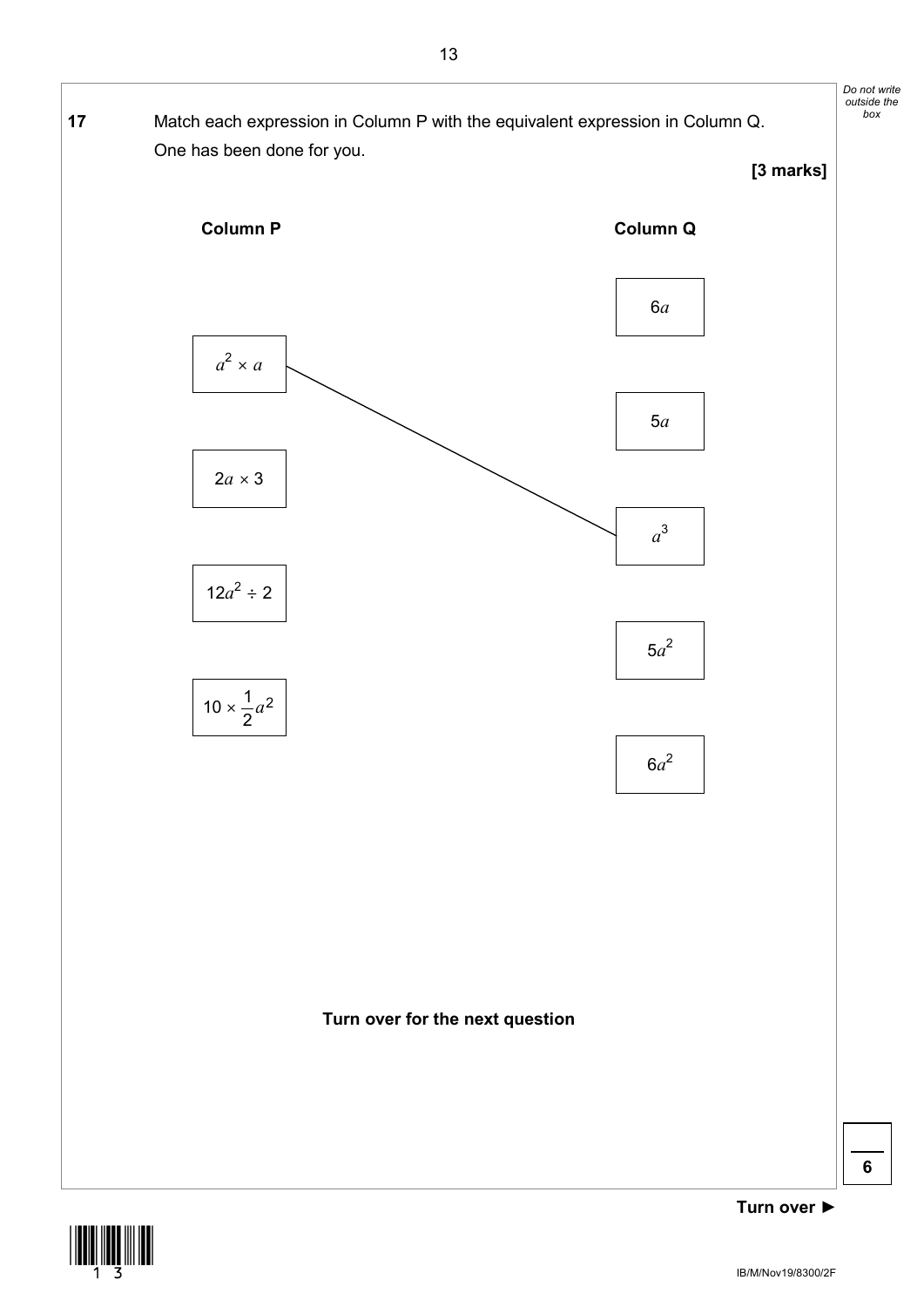**17** Match each expression in Column P with the equivalent expression in Column Q.
One has been done for you.

**[3 marks]**

| Column P | Column Q |
| --- | --- |
| | $6a$ |
| $a^2 \times a$ | |
| | $5a$ |
| $2a \times 3$ | |
| | $a^3$ |
| $12a^2 \div 2$ | |
| | $5a^2$ |
| $10 \times \frac{1}{2}a^2$ | |
| | $6a^2$ |

(A line joins $a^2 \times a$ to $a^3$.)

**Turn over for the next question**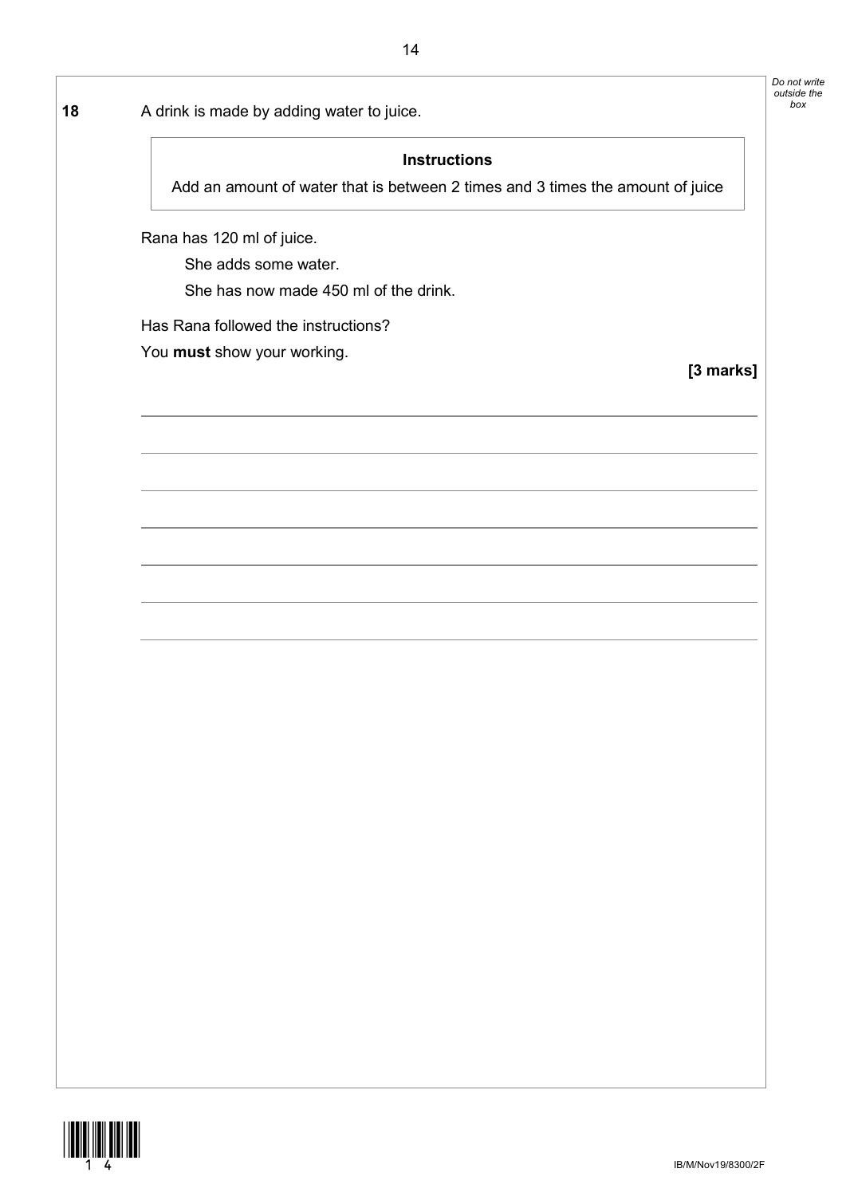**18** A drink is made by adding water to juice.

> **Instructions**
>
> Add an amount of water that is between 2 times and 3 times the amount of juice

Rana has 120 ml of juice.

She adds some water.

She has now made 450 ml of the drink.

Has Rana followed the instructions?

You **must** show your working.

**[3 marks]**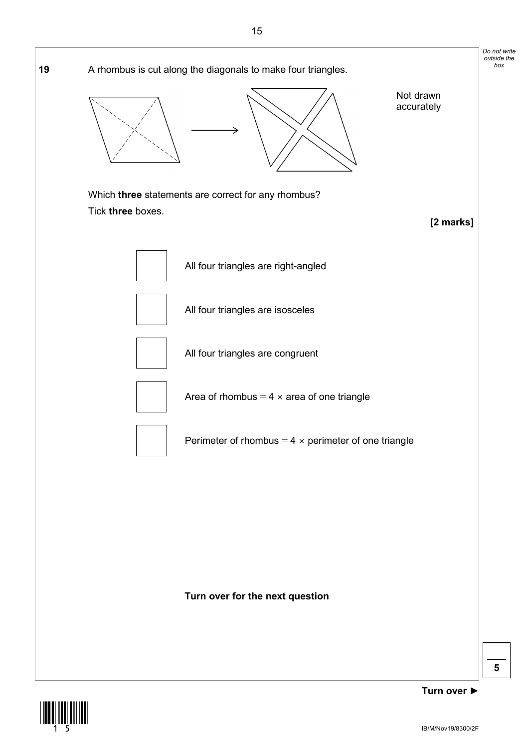**19** A rhombus is cut along the diagonals to make four triangles.

Not drawn accurately

Which **three** statements are correct for any rhombus?

Tick **three** boxes.

**[2 marks]**

☐ All four triangles are right-angled

☐ All four triangles are isosceles

☐ All four triangles are congruent

☐ Area of rhombus = 4 × area of one triangle

☐ Perimeter of rhombus = 4 × perimeter of one triangle

**Turn over for the next question**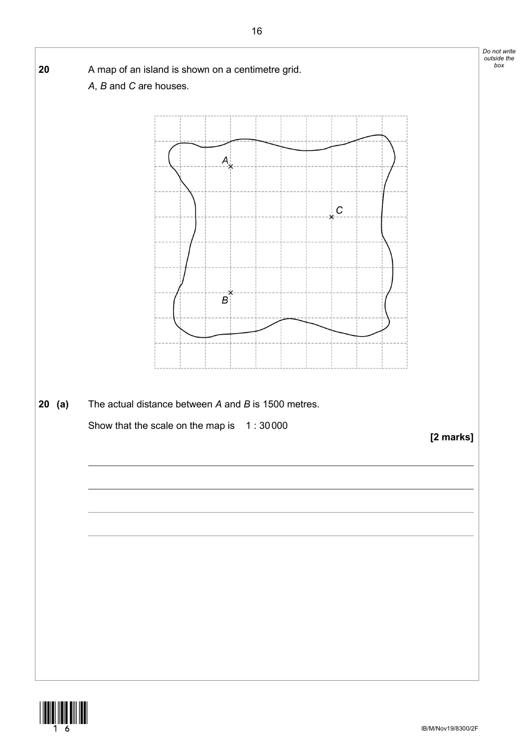**20** A map of an island is shown on a centimetre grid.

*A*, *B* and *C* are houses.

**20 (a)** The actual distance between *A* and *B* is 1500 metres.

Show that the scale on the map is 1 : 30 000

**[2 marks]**

_______________________________________________

_______________________________________________

_______________________________________________

_______________________________________________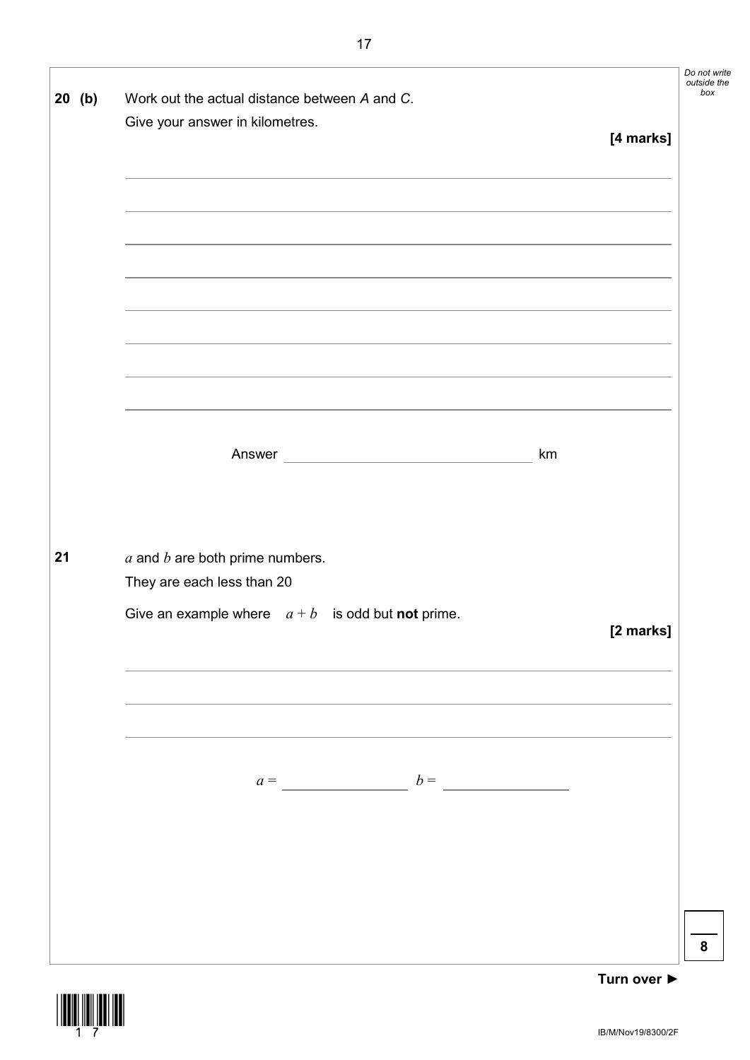**20 (b)** Work out the actual distance between *A* and *C*.
Give your answer in kilometres.

**[4 marks]**

Answer ______________________ km

**21** $a$ and $b$ are both prime numbers.
They are each less than 20

Give an example where $a + b$ is odd but **not** prime.

**[2 marks]**

$a =$ ______________ $b =$ ______________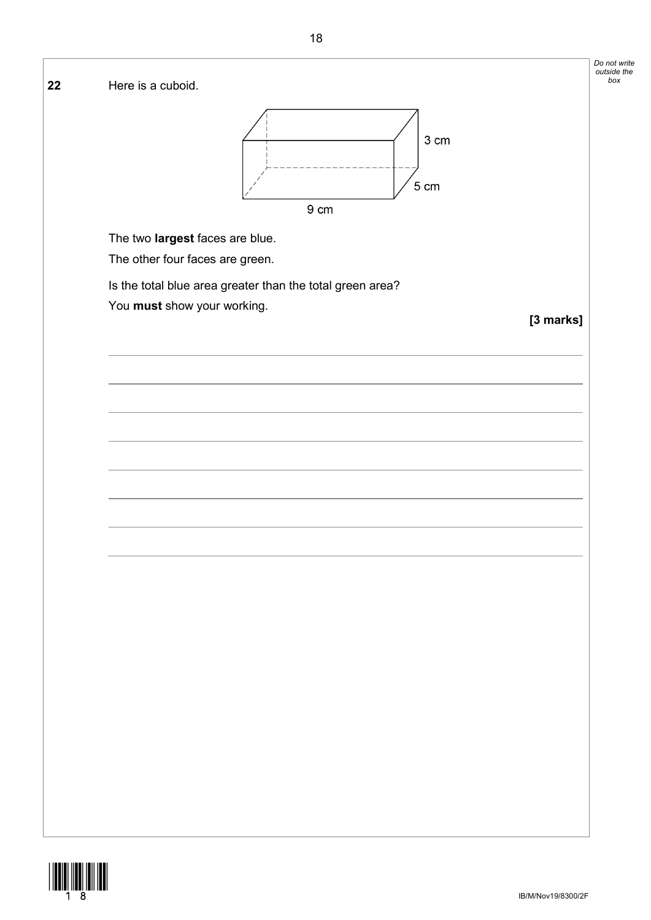**22** Here is a cuboid.

3 cm

5 cm

9 cm

The two **largest** faces are blue.

The other four faces are green.

Is the total blue area greater than the total green area?

You **must** show your working.

**[3 marks]**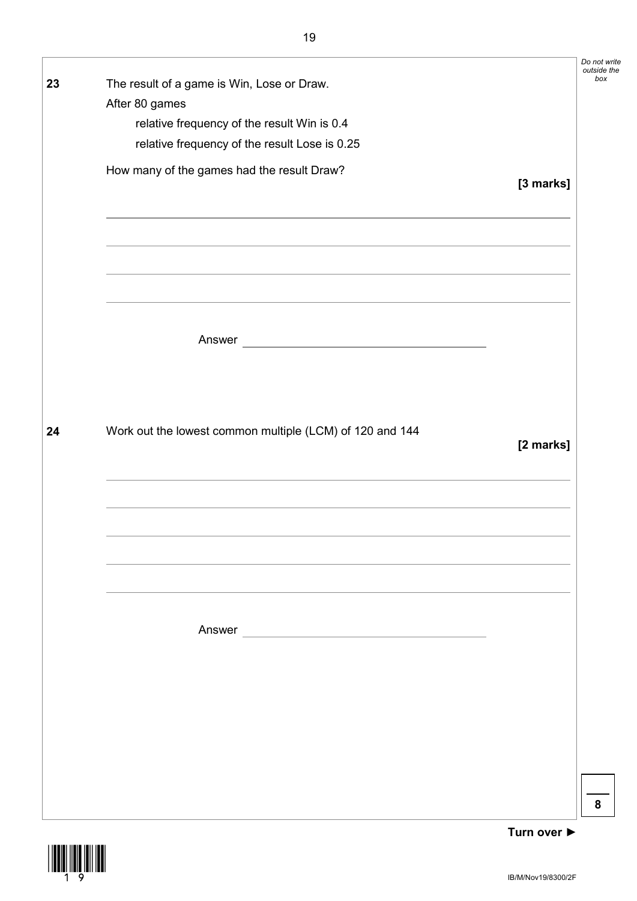**23** The result of a game is Win, Lose or Draw.

After 80 games

relative frequency of the result Win is 0.4

relative frequency of the result Lose is 0.25

How many of the games had the result Draw?

**[3 marks]**

Answer ______________________

**24** Work out the lowest common multiple (LCM) of 120 and 144

**[2 marks]**

Answer ______________________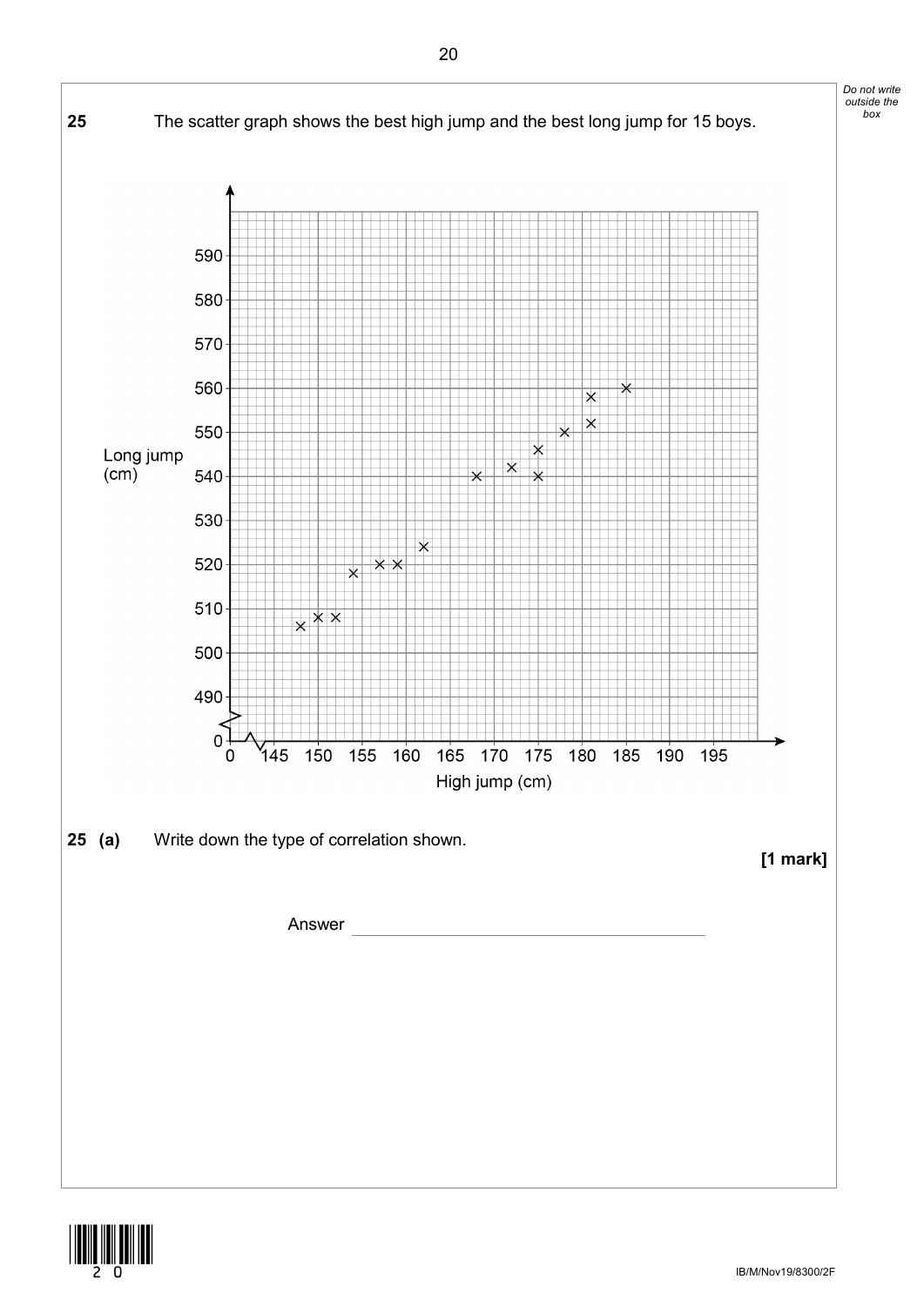**25** The scatter graph shows the best high jump and the best long jump for 15 boys.

**25 (a)** Write down the type of correlation shown.

**[1 mark]**

Answer ______________________________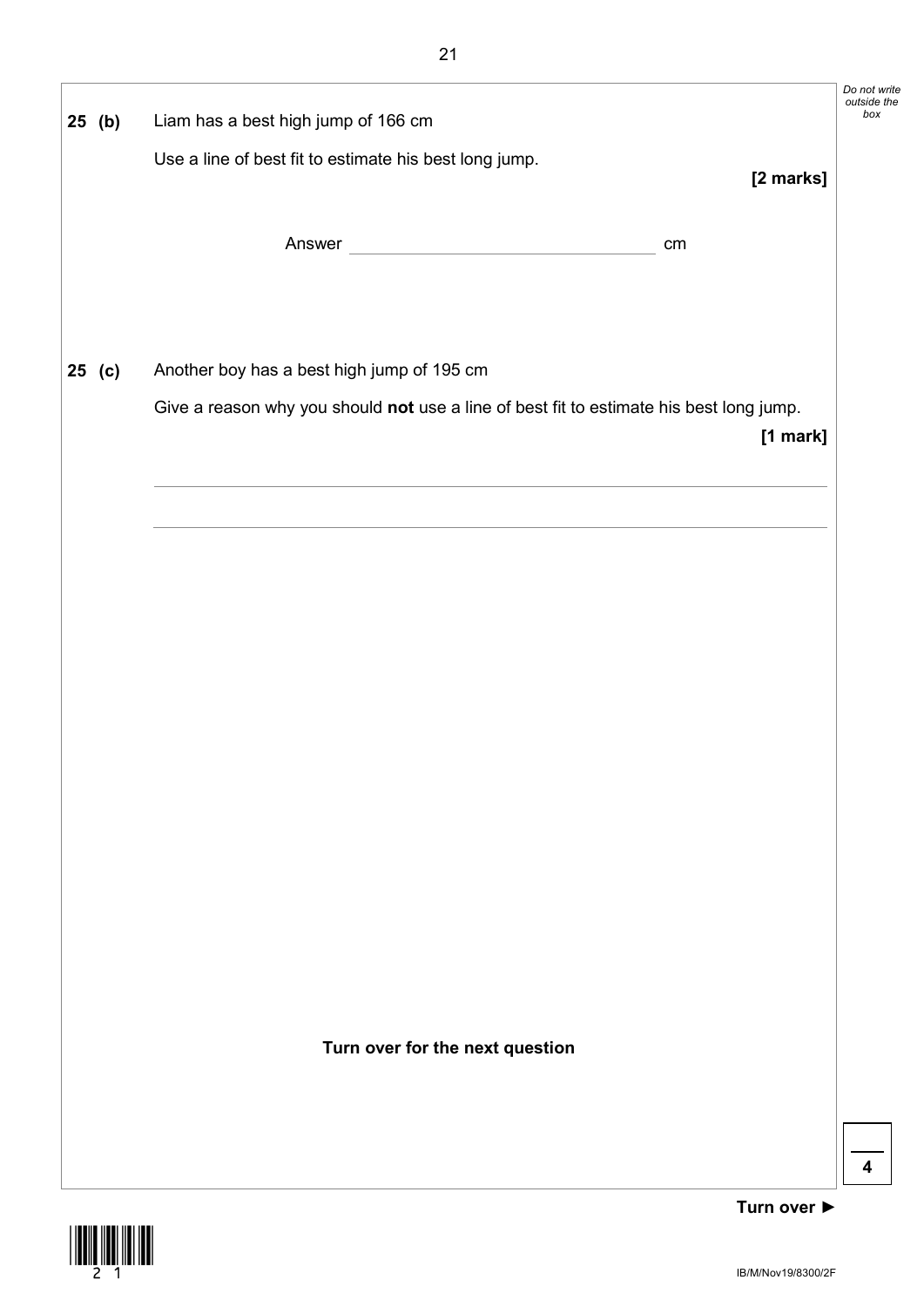**25 (b)** Liam has a best high jump of 166 cm

Use a line of best fit to estimate his best long jump.

**[2 marks]**

Answer _______________________________ cm

**25 (c)** Another boy has a best high jump of 195 cm

Give a reason why you should **not** use a line of best fit to estimate his best long jump.

**[1 mark]**

_______________________________________________

_______________________________________________

**Turn over for the next question**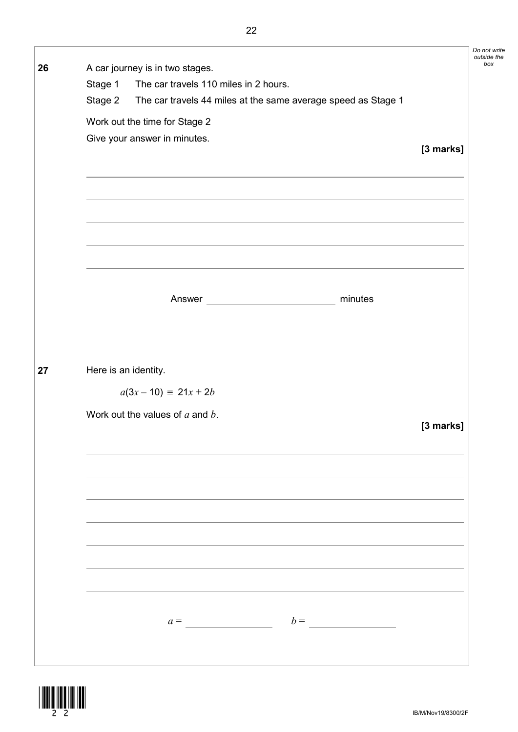**26** A car journey is in two stages.

Stage 1 The car travels 110 miles in 2 hours.

Stage 2 The car travels 44 miles at the same average speed as Stage 1

Work out the time for Stage 2

Give your answer in minutes.

**[3 marks]**

Answer ______________________ minutes

**27** Here is an identity.

$$a(3x - 10) \equiv 21x + 2b$$

Work out the values of $a$ and $b$.

**[3 marks]**

$a =$ ______________ $b =$ ______________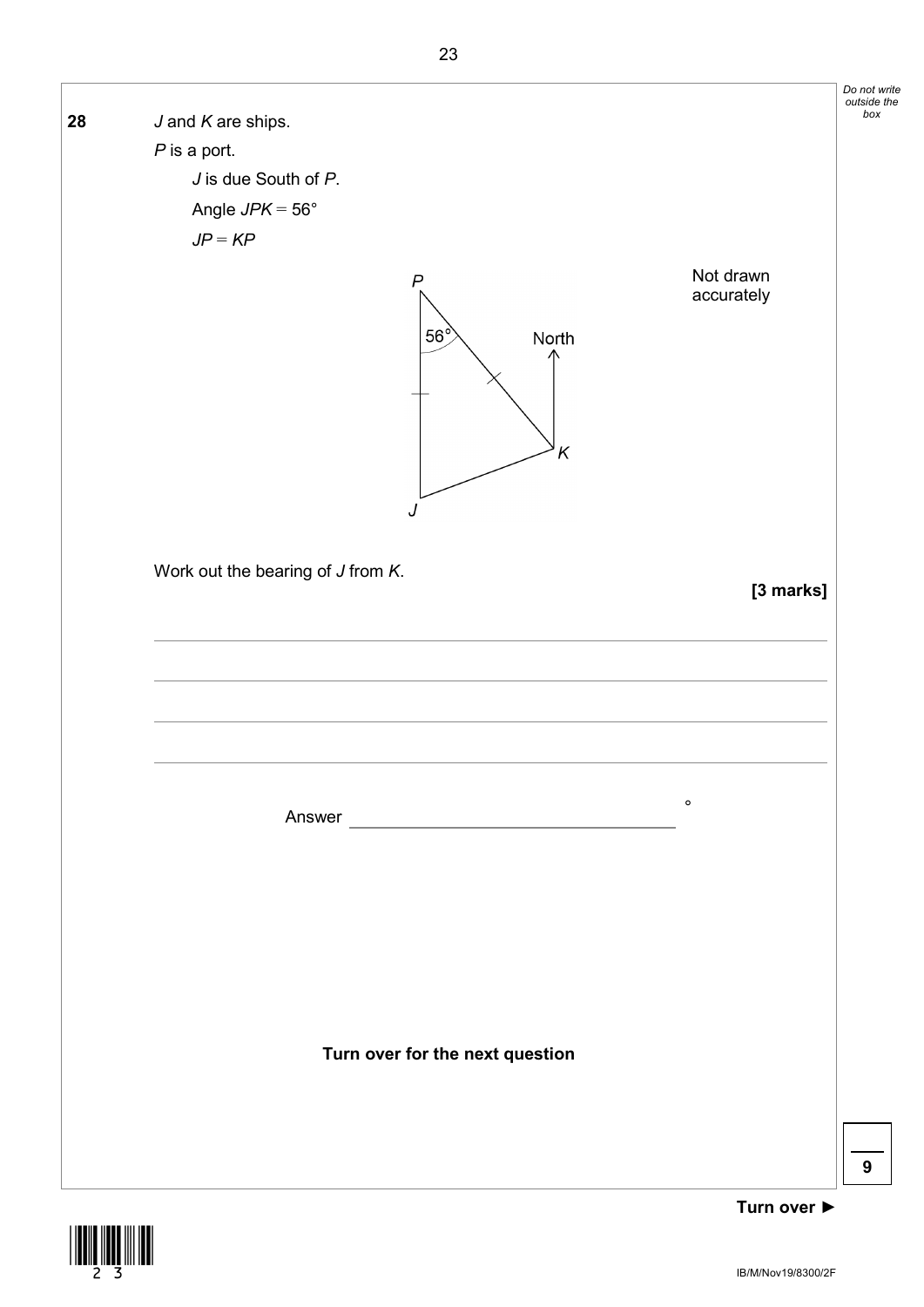**28** $J$ and $K$ are ships.

$P$ is a port.

$J$ is due South of $P$.

Angle $JPK = 56°$

$JP = KP$

Not drawn accurately

Work out the bearing of $J$ from $K$.

**[3 marks]**

Answer ____________________ °

**Turn over for the next question**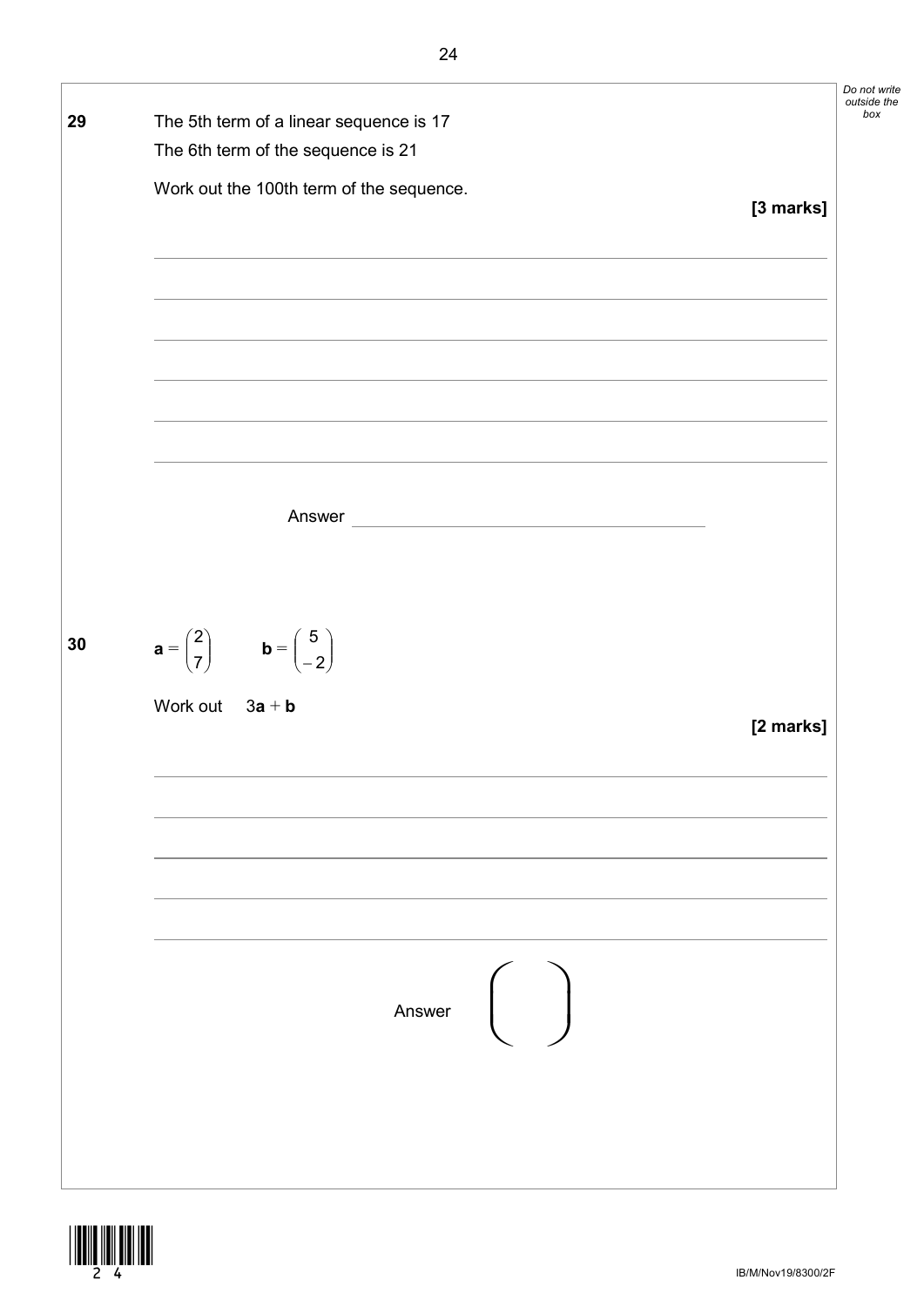**29** The 5th term of a linear sequence is 17

The 6th term of the sequence is 21

Work out the 100th term of the sequence.

**[3 marks]**

Answer \_\_\_\_\_\_\_\_\_\_\_\_\_\_\_\_\_\_\_\_\_\_\_\_

**30** $\mathbf{a} = \begin{pmatrix} 2 \\ 7 \end{pmatrix} \qquad \mathbf{b} = \begin{pmatrix} 5 \\ -2 \end{pmatrix}$

Work out $3\mathbf{a} + \mathbf{b}$

**[2 marks]**

Answer $\begin{pmatrix} \quad \\ \quad \end{pmatrix}$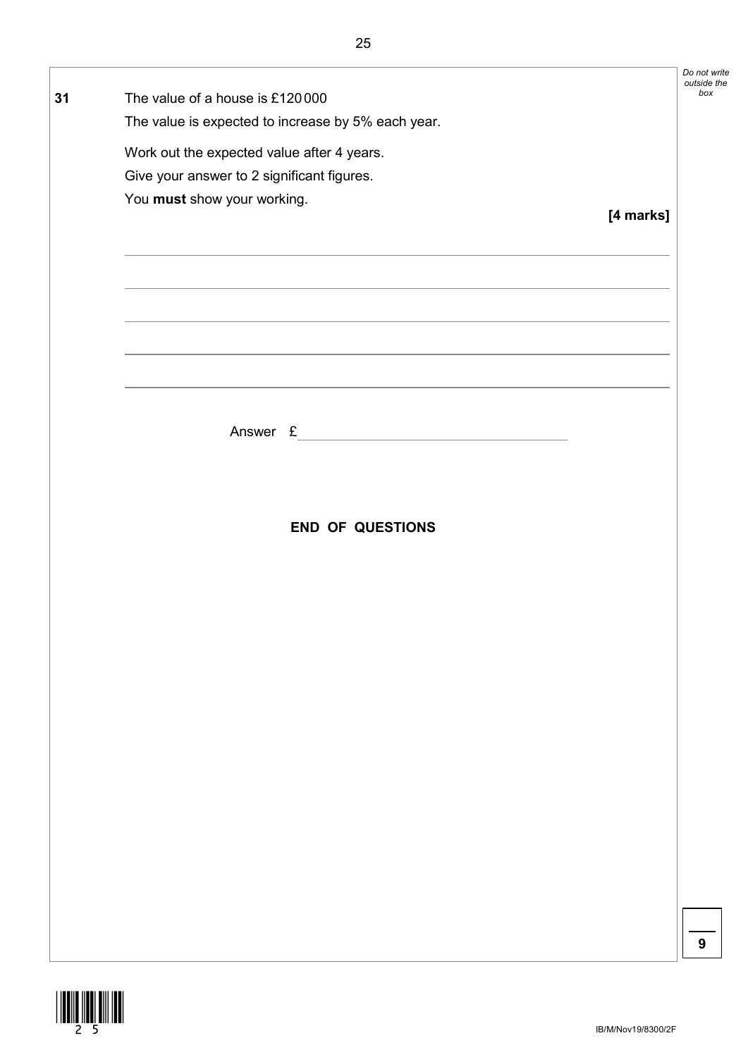**31** The value of a house is £120 000

The value is expected to increase by 5% each year.

Work out the expected value after 4 years.

Give your answer to 2 significant figures.

You **must** show your working.

**[4 marks]**

Answer £ ______________________

**END OF QUESTIONS**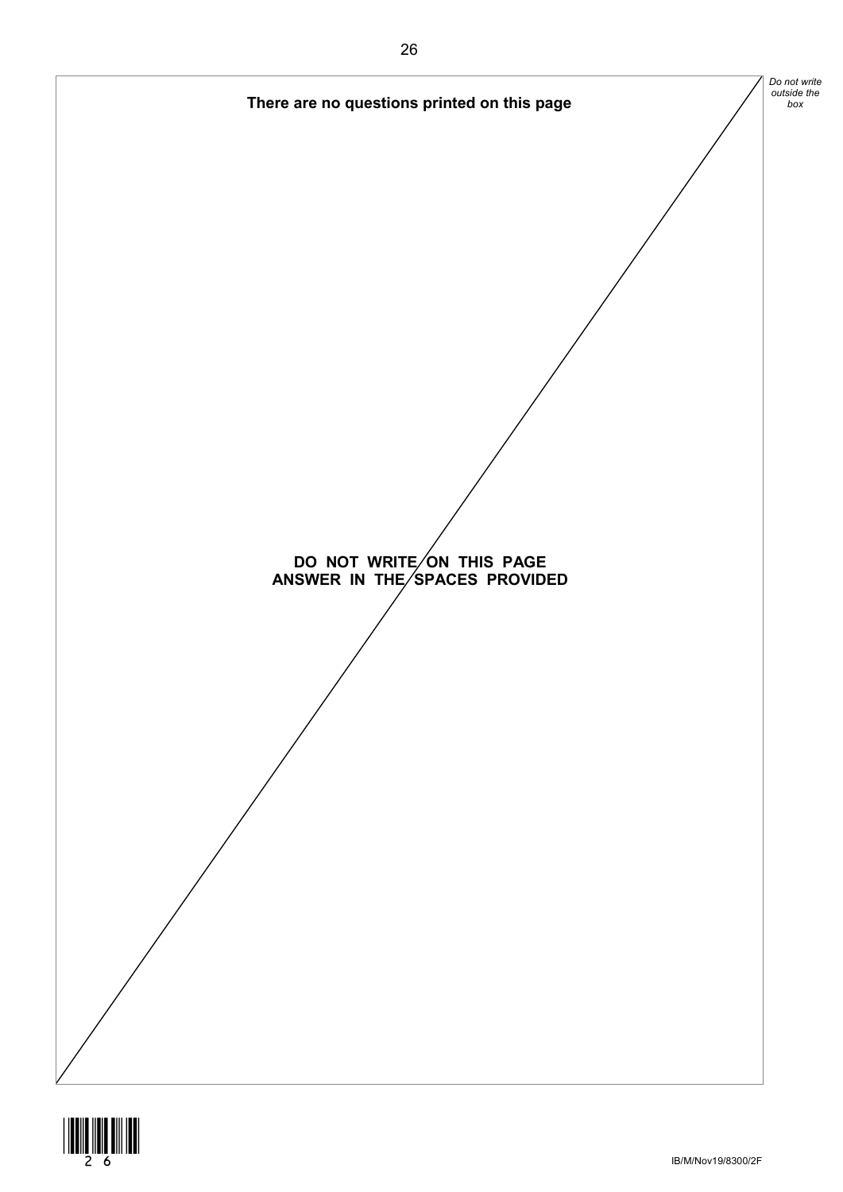**There are no questions printed on this page**

**DO NOT WRITE ON THIS PAGE**
**ANSWER IN THE SPACES PROVIDED**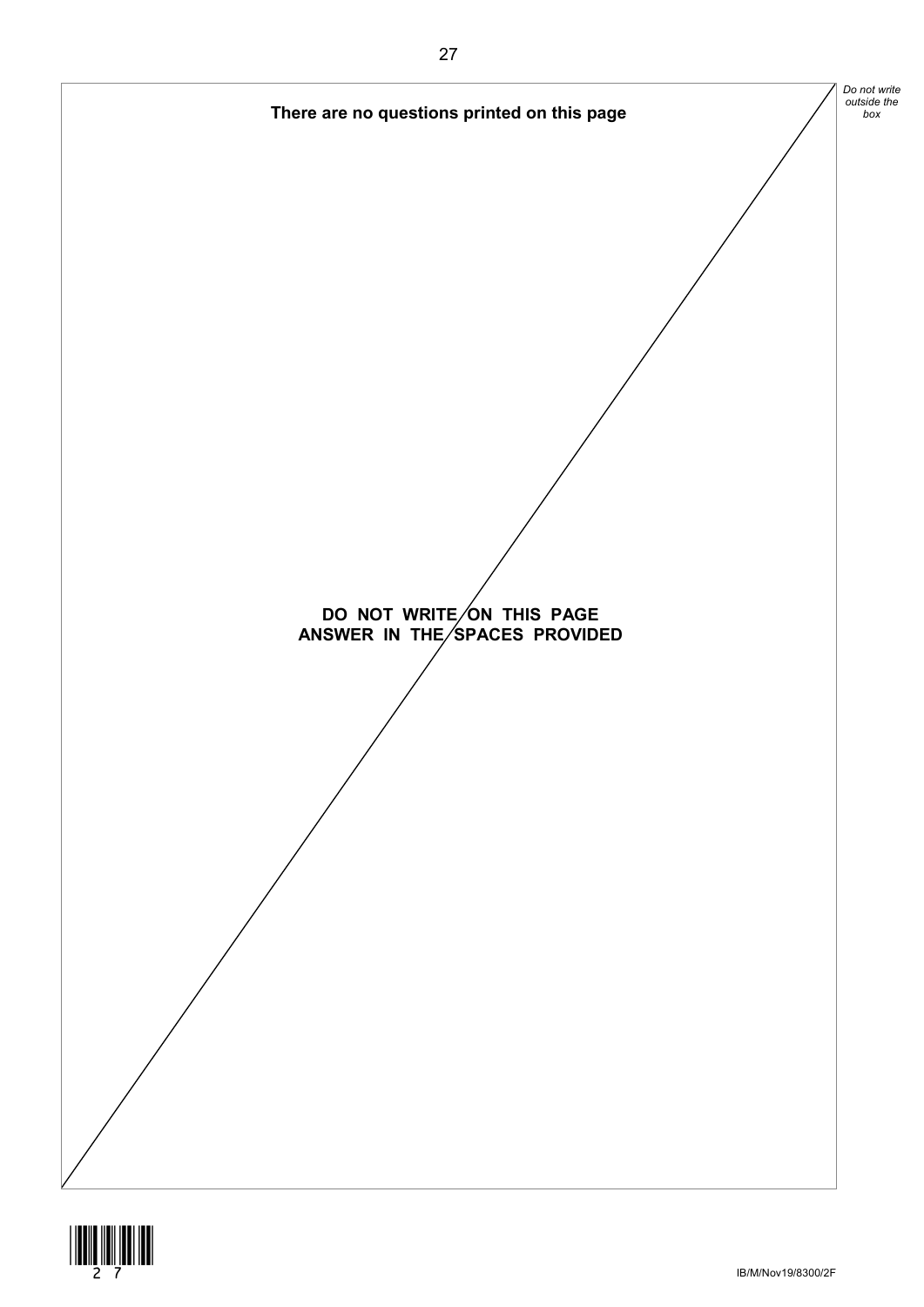**There are no questions printed on this page**

**DO NOT WRITE ON THIS PAGE**
**ANSWER IN THE SPACES PROVIDED**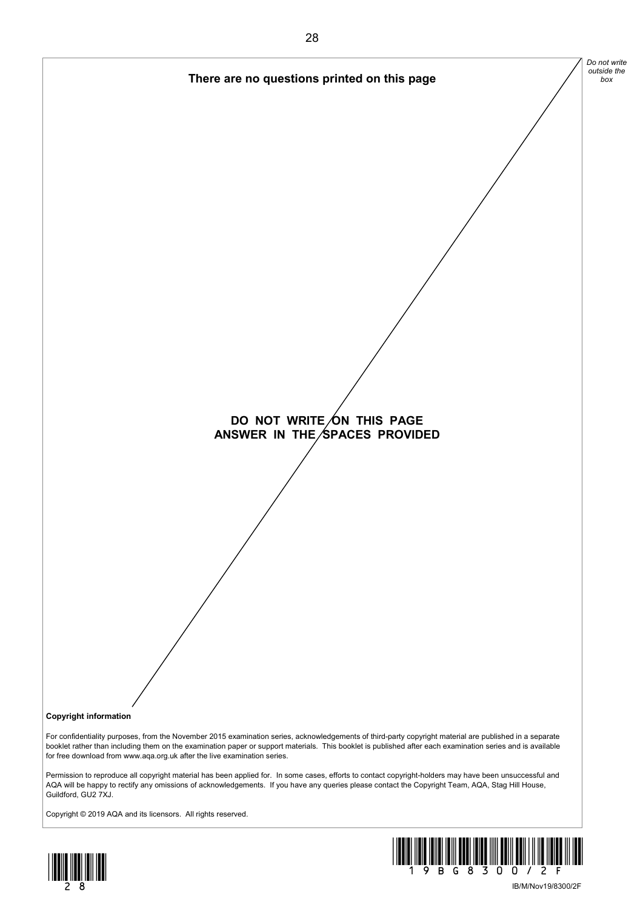**There are no questions printed on this page**

**DO NOT WRITE ON THIS PAGE**
**ANSWER IN THE SPACES PROVIDED**

**Copyright information**

For confidentiality purposes, from the November 2015 examination series, acknowledgements of third-party copyright material are published in a separate booklet rather than including them on the examination paper or support materials. This booklet is published after each examination series and is available for free download from www.aqa.org.uk after the live examination series.

Permission to reproduce all copyright material has been applied for. In some cases, efforts to contact copyright-holders may have been unsuccessful and AQA will be happy to rectify any omissions of acknowledgements. If you have any queries please contact the Copyright Team, AQA, Stag Hill House, Guildford, GU2 7XJ.

Copyright © 2019 AQA and its licensors. All rights reserved.

IB/M/Nov19/8300/2F